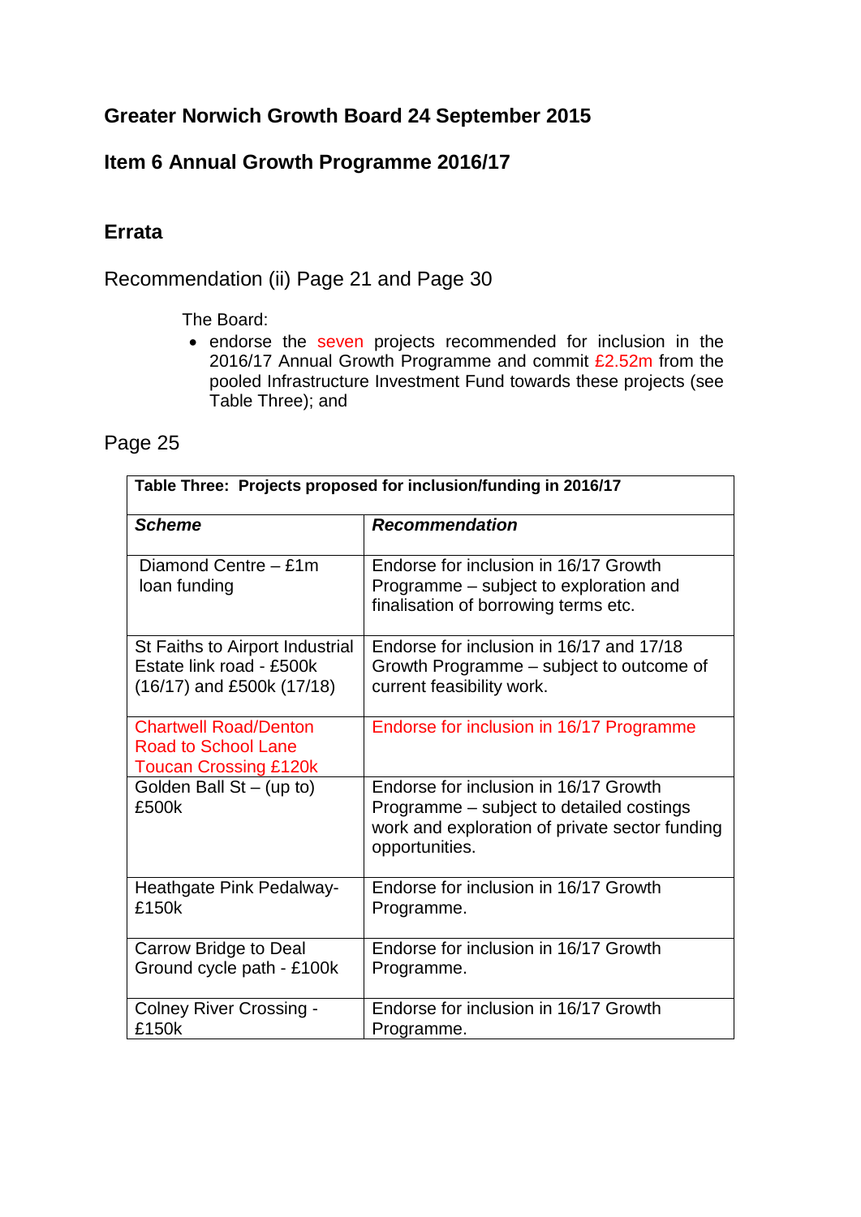## Greater Norwich Growth Board 24 September 2015

## Item 6 Annual Growth Programme 2016/17

### Errata

Recommendation (ii) Page 21 and Page 30

The Board:

- endorse the seven projects recommended for inclusion in the 2016/17 Annual Growth Programme and commit £2.52m from the pooled Infrastructure Investment Fund towards these projects (see Table Three); and

Page 25

| Table Three: Projects proposed for inclusion/funding in 2016/17 | |
|---|---|
| ***Scheme*** | ***Recommendation*** |
| Diamond Centre – £1m loan funding | Endorse for inclusion in 16/17 Growth Programme – subject to exploration and finalisation of borrowing terms etc. |
| St Faiths to Airport Industrial Estate link road - £500k (16/17) and £500k (17/18) | Endorse for inclusion in 16/17 and 17/18 Growth Programme – subject to outcome of current feasibility work. |
| Chartwell Road/Denton Road to School Lane Toucan Crossing £120k | Endorse for inclusion in 16/17 Programme |
| Golden Ball St – (up to) £500k | Endorse for inclusion in 16/17 Growth Programme – subject to detailed costings work and exploration of private sector funding opportunities. |
| Heathgate Pink Pedalway- £150k | Endorse for inclusion in 16/17 Growth Programme. |
| Carrow Bridge to Deal Ground cycle path - £100k | Endorse for inclusion in 16/17 Growth Programme. |
| Colney River Crossing - £150k | Endorse for inclusion in 16/17 Growth Programme. |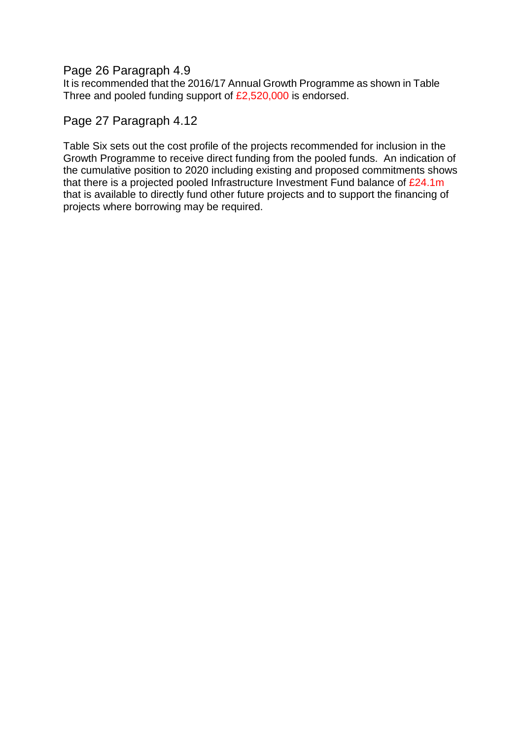## Page 26 Paragraph 4.9

It is recommended that the 2016/17 Annual Growth Programme as shown in Table Three and pooled funding support of £2,520,000 is endorsed.

## Page 27 Paragraph 4.12

Table Six sets out the cost profile of the projects recommended for inclusion in the Growth Programme to receive direct funding from the pooled funds. An indication of the cumulative position to 2020 including existing and proposed commitments shows that there is a projected pooled Infrastructure Investment Fund balance of £24.1m that is available to directly fund other future projects and to support the financing of projects where borrowing may be required.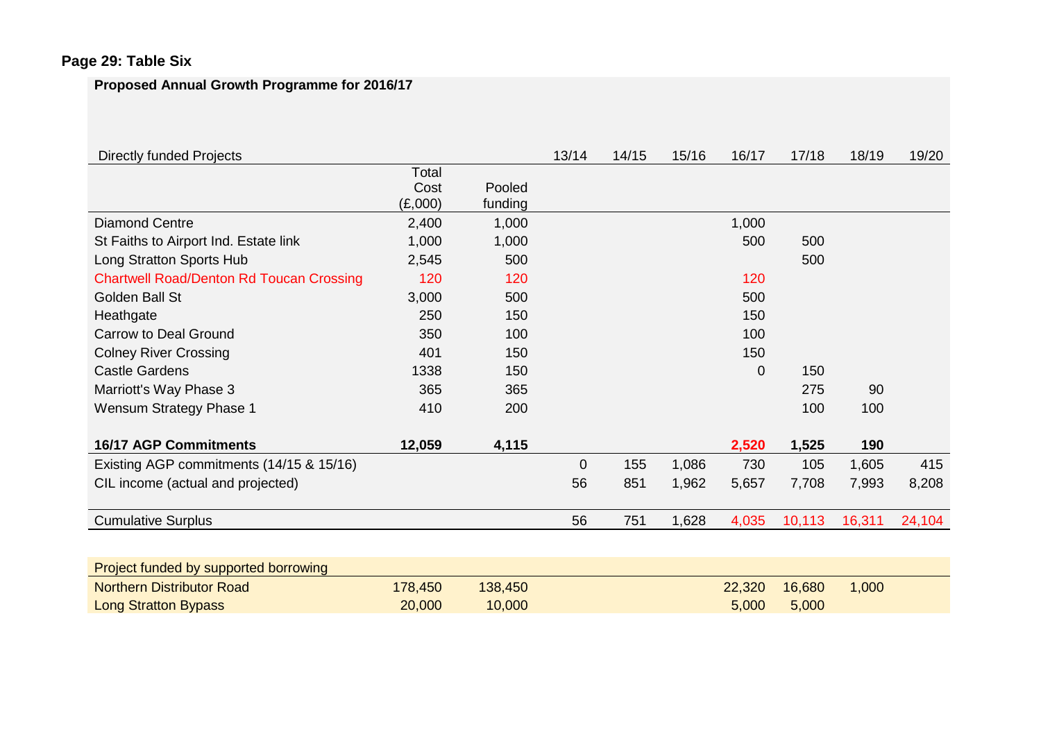**Page 29: Table Six**

**Proposed Annual Growth Programme for 2016/17**

| Directly funded Projects | Total Cost (£,000) | Pooled funding | 13/14 | 14/15 | 15/16 | 16/17 | 17/18 | 18/19 | 19/20 |
|---|---|---|---|---|---|---|---|---|---|
| Diamond Centre | 2,400 | 1,000 | | | | 1,000 | | | |
| St Faiths to Airport Ind. Estate link | 1,000 | 1,000 | | | | 500 | 500 | | |
| Long Stratton Sports Hub | 2,545 | 500 | | | | | 500 | | |
| Chartwell Road/Denton Rd Toucan Crossing | 120 | 120 | | | | 120 | | | |
| Golden Ball St | 3,000 | 500 | | | | 500 | | | |
| Heathgate | 250 | 150 | | | | 150 | | | |
| Carrow to Deal Ground | 350 | 100 | | | | 100 | | | |
| Colney River Crossing | 401 | 150 | | | | 150 | | | |
| Castle Gardens | 1338 | 150 | | | | 0 | 150 | | |
| Marriott's Way Phase 3 | 365 | 365 | | | | | 275 | 90 | |
| Wensum Strategy Phase 1 | 410 | 200 | | | | | 100 | 100 | |
| **16/17 AGP Commitments** | **12,059** | **4,115** | | | | **2,520** | **1,525** | **190** | |
| Existing AGP commitments (14/15 & 15/16) | | | 0 | 155 | 1,086 | 730 | 105 | 1,605 | 415 |
| CIL income (actual and projected) | | | 56 | 851 | 1,962 | 5,657 | 7,708 | 7,993 | 8,208 |
| Cumulative Surplus | | | 56 | 751 | 1,628 | 4,035 | 10,113 | 16,311 | 24,104 |

| Project funded by supported borrowing | | | | | | | | | |
|---|---|---|---|---|---|---|---|---|---|
| Northern Distributor Road | 178,450 | 138,450 | | | | 22,320 | 16,680 | 1,000 | |
| Long Stratton Bypass | 20,000 | 10,000 | | | | 5,000 | 5,000 | | |